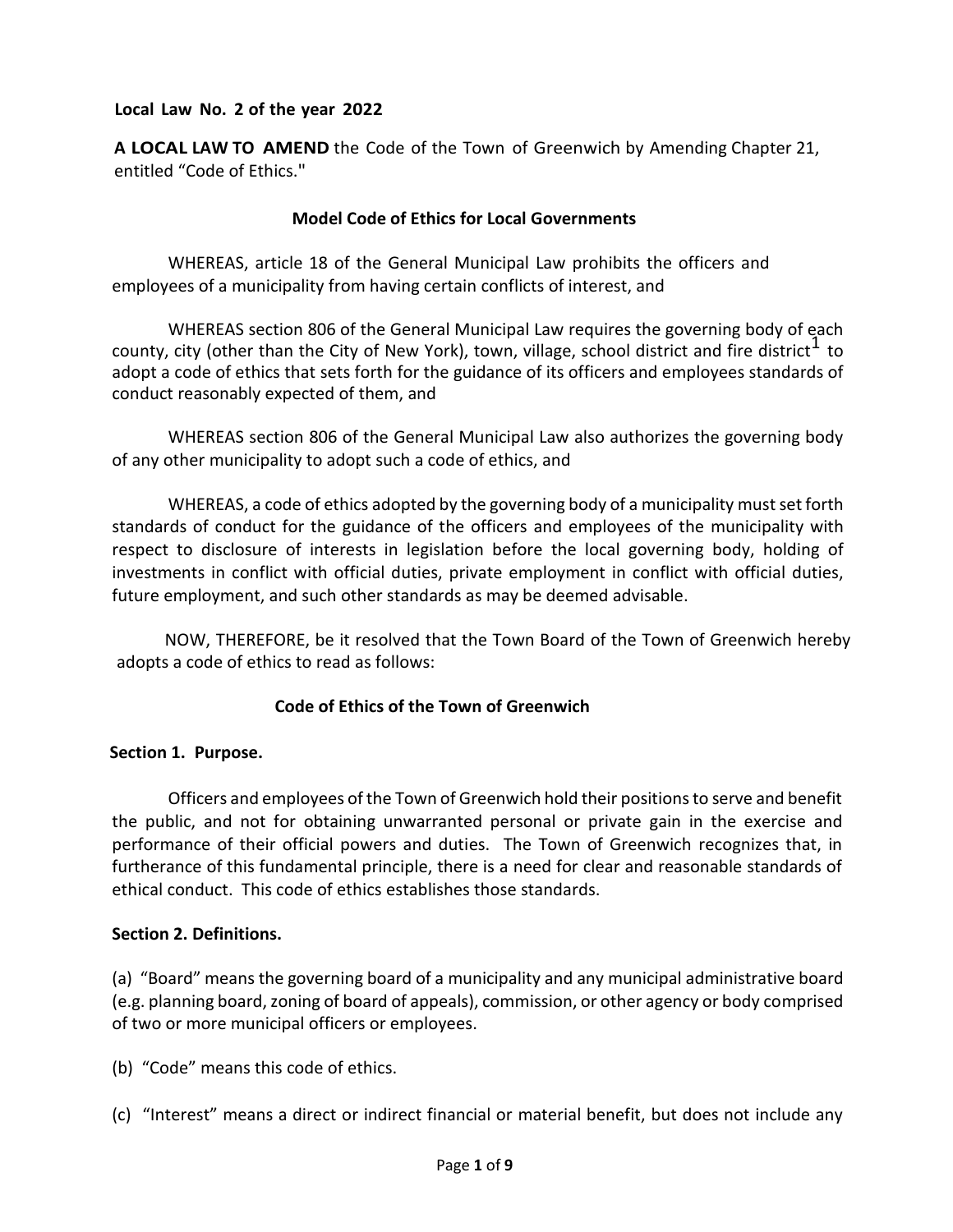**Local Law No. 2 of the year 2022**

**A LOCAL LAW TO AMEND** the Code of the Town of Greenwich by Amending Chapter 21, entitled "Code of Ethics."

**Model Code of Ethics for Local Governments**

WHEREAS, article 18 of the General Municipal Law prohibits the officers and employees of a municipality from having certain conflicts of interest, and

WHEREAS section 806 of the General Municipal Law requires the governing body of each county, city (other than the City of New York), town, village, school district and fire district[1] to adopt a code of ethics that sets forth for the guidance of its officers and employees standards of conduct reasonably expected of them, and

WHEREAS section 806 of the General Municipal Law also authorizes the governing body of any other municipality to adopt such a code of ethics, and

WHEREAS, a code of ethics adopted by the governing body of a municipality must set forth standards of conduct for the guidance of the officers and employees of the municipality with respect to disclosure of interests in legislation before the local governing body, holding of investments in conflict with official duties, private employment in conflict with official duties, future employment, and such other standards as may be deemed advisable.

NOW, THEREFORE, be it resolved that the Town Board of the Town of Greenwich hereby adopts a code of ethics to read as follows:

## Code of Ethics of the Town of Greenwich

**Section 1. Purpose.**

Officers and employees of the Town of Greenwich hold their positions to serve and benefit the public, and not for obtaining unwarranted personal or private gain in the exercise and performance of their official powers and duties. The Town of Greenwich recognizes that, in furtherance of this fundamental principle, there is a need for clear and reasonable standards of ethical conduct. This code of ethics establishes those standards.

**Section 2. Definitions.**

(a) "Board" means the governing board of a municipality and any municipal administrative board (e.g. planning board, zoning of board of appeals), commission, or other agency or body comprised of two or more municipal officers or employees.

(b) "Code" means this code of ethics.

(c) "Interest" means a direct or indirect financial or material benefit, but does not include any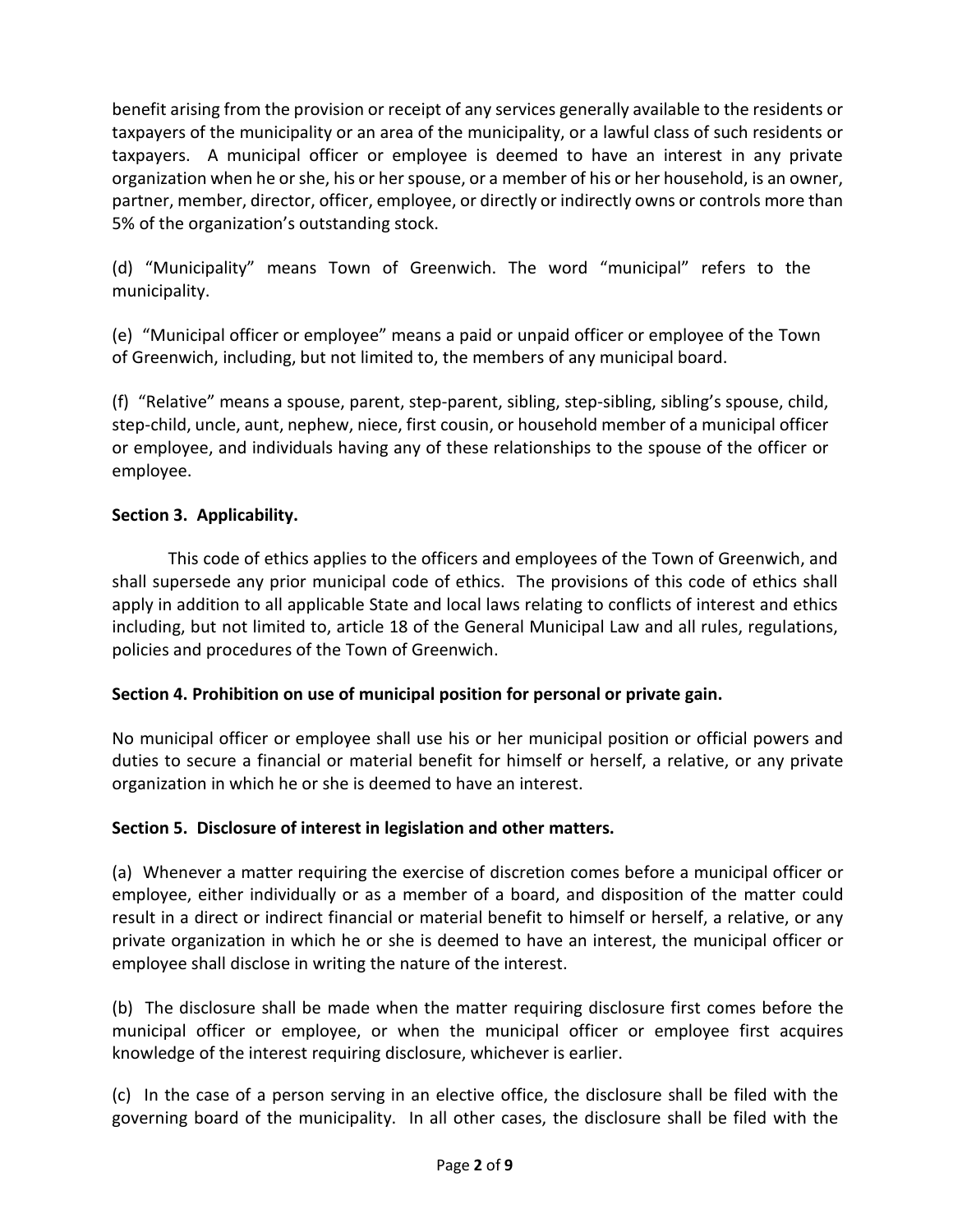benefit arising from the provision or receipt of any services generally available to the residents or taxpayers of the municipality or an area of the municipality, or a lawful class of such residents or taxpayers. A municipal officer or employee is deemed to have an interest in any private organization when he or she, his or her spouse, or a member of his or her household, is an owner, partner, member, director, officer, employee, or directly or indirectly owns or controls more than 5% of the organization's outstanding stock.

(d) "Municipality" means Town of Greenwich. The word "municipal" refers to the municipality.

(e) "Municipal officer or employee" means a paid or unpaid officer or employee of the Town of Greenwich, including, but not limited to, the members of any municipal board.

(f) "Relative" means a spouse, parent, step-parent, sibling, step-sibling, sibling's spouse, child, step-child, uncle, aunt, nephew, niece, first cousin, or household member of a municipal officer or employee, and individuals having any of these relationships to the spouse of the officer or employee.

**Section 3. Applicability.**

This code of ethics applies to the officers and employees of the Town of Greenwich, and shall supersede any prior municipal code of ethics. The provisions of this code of ethics shall apply in addition to all applicable State and local laws relating to conflicts of interest and ethics including, but not limited to, article 18 of the General Municipal Law and all rules, regulations, policies and procedures of the Town of Greenwich.

**Section 4. Prohibition on use of municipal position for personal or private gain.**

No municipal officer or employee shall use his or her municipal position or official powers and duties to secure a financial or material benefit for himself or herself, a relative, or any private organization in which he or she is deemed to have an interest.

**Section 5. Disclosure of interest in legislation and other matters.**

(a) Whenever a matter requiring the exercise of discretion comes before a municipal officer or employee, either individually or as a member of a board, and disposition of the matter could result in a direct or indirect financial or material benefit to himself or herself, a relative, or any private organization in which he or she is deemed to have an interest, the municipal officer or employee shall disclose in writing the nature of the interest.

(b) The disclosure shall be made when the matter requiring disclosure first comes before the municipal officer or employee, or when the municipal officer or employee first acquires knowledge of the interest requiring disclosure, whichever is earlier.

(c) In the case of a person serving in an elective office, the disclosure shall be filed with the governing board of the municipality. In all other cases, the disclosure shall be filed with the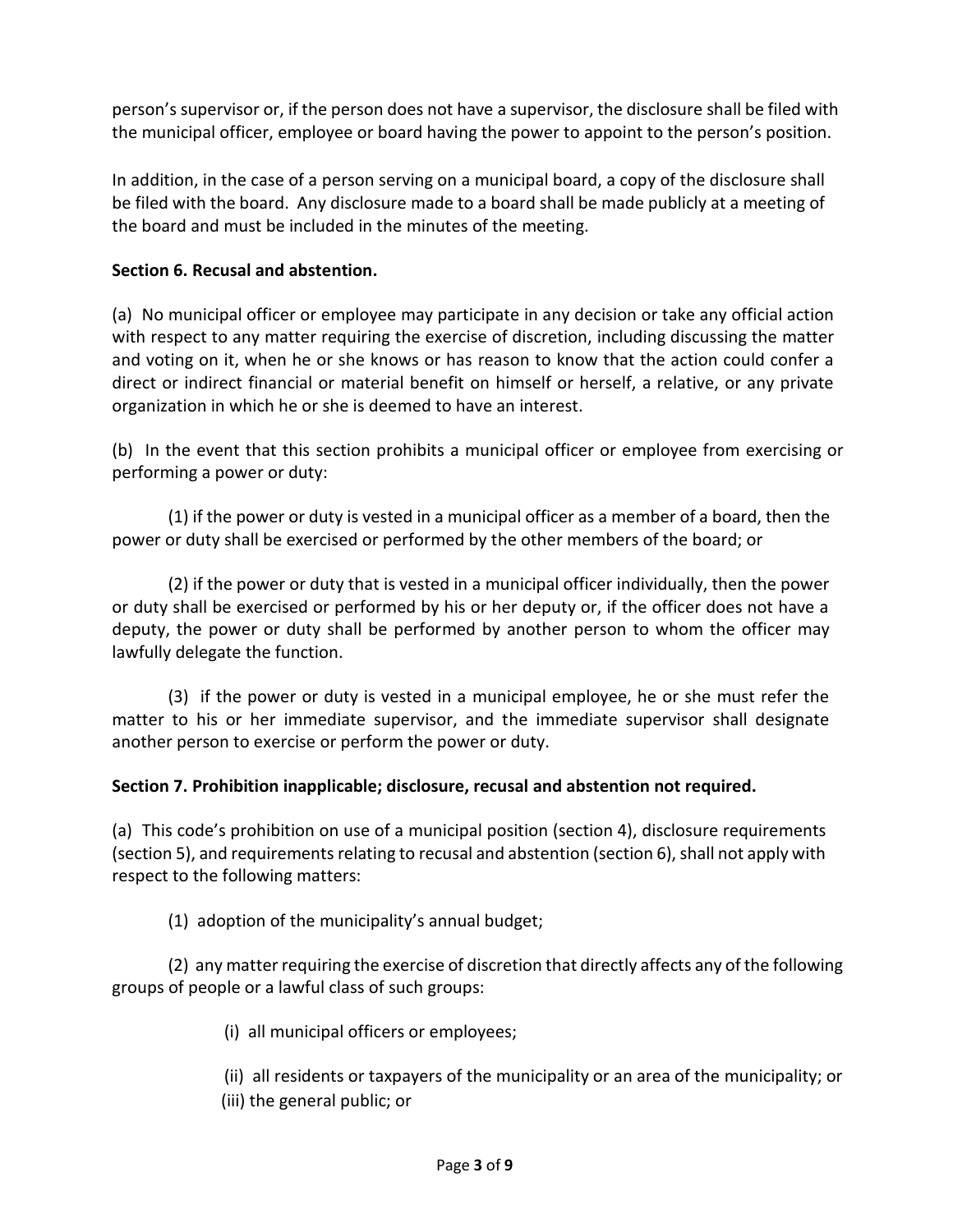person's supervisor or, if the person does not have a supervisor, the disclosure shall be filed with the municipal officer, employee or board having the power to appoint to the person's position.

In addition, in the case of a person serving on a municipal board, a copy of the disclosure shall be filed with the board. Any disclosure made to a board shall be made publicly at a meeting of the board and must be included in the minutes of the meeting.

**Section 6. Recusal and abstention.**

(a) No municipal officer or employee may participate in any decision or take any official action with respect to any matter requiring the exercise of discretion, including discussing the matter and voting on it, when he or she knows or has reason to know that the action could confer a direct or indirect financial or material benefit on himself or herself, a relative, or any private organization in which he or she is deemed to have an interest.

(b) In the event that this section prohibits a municipal officer or employee from exercising or performing a power or duty:

(1) if the power or duty is vested in a municipal officer as a member of a board, then the power or duty shall be exercised or performed by the other members of the board; or

(2) if the power or duty that is vested in a municipal officer individually, then the power or duty shall be exercised or performed by his or her deputy or, if the officer does not have a deputy, the power or duty shall be performed by another person to whom the officer may lawfully delegate the function.

(3) if the power or duty is vested in a municipal employee, he or she must refer the matter to his or her immediate supervisor, and the immediate supervisor shall designate another person to exercise or perform the power or duty.

**Section 7. Prohibition inapplicable; disclosure, recusal and abstention not required.**

(a) This code's prohibition on use of a municipal position (section 4), disclosure requirements (section 5), and requirements relating to recusal and abstention (section 6), shall not apply with respect to the following matters:

(1) adoption of the municipality's annual budget;

(2) any matter requiring the exercise of discretion that directly affects any of the following groups of people or a lawful class of such groups:

(i) all municipal officers or employees;

(ii) all residents or taxpayers of the municipality or an area of the municipality; or

(iii) the general public; or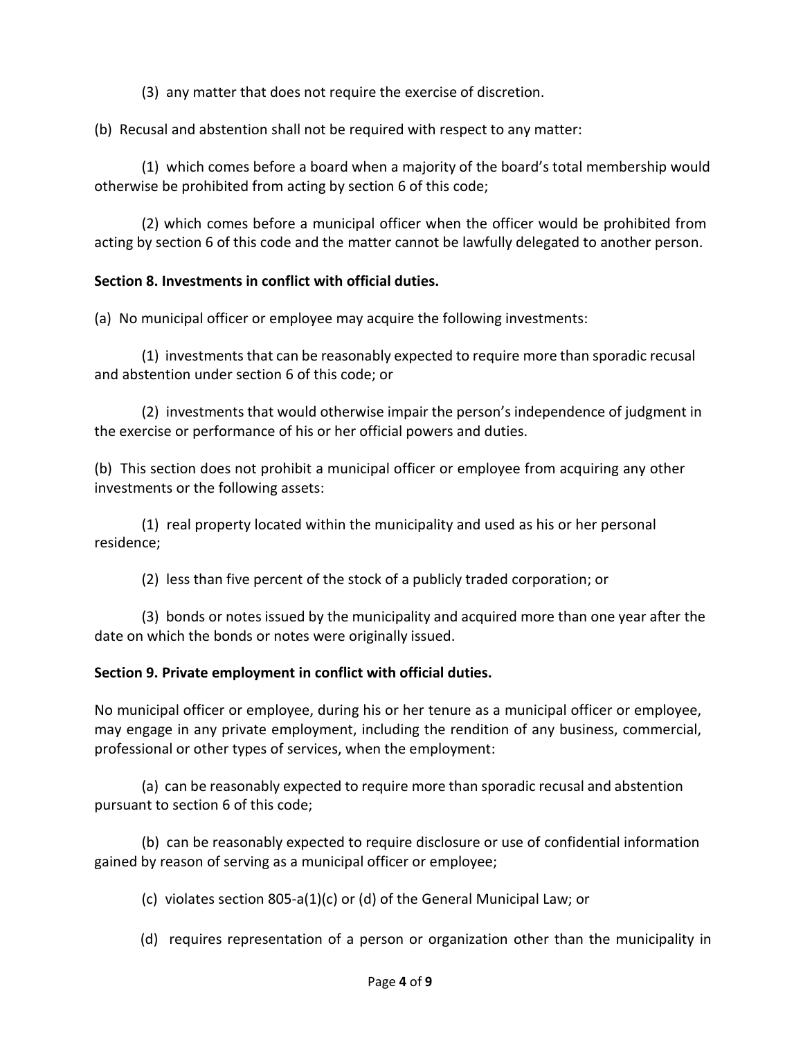(3) any matter that does not require the exercise of discretion.

(b) Recusal and abstention shall not be required with respect to any matter:

(1) which comes before a board when a majority of the board's total membership would otherwise be prohibited from acting by section 6 of this code;

(2) which comes before a municipal officer when the officer would be prohibited from acting by section 6 of this code and the matter cannot be lawfully delegated to another person.

**Section 8. Investments in conflict with official duties.**

(a) No municipal officer or employee may acquire the following investments:

(1) investments that can be reasonably expected to require more than sporadic recusal and abstention under section 6 of this code; or

(2) investments that would otherwise impair the person's independence of judgment in the exercise or performance of his or her official powers and duties.

(b) This section does not prohibit a municipal officer or employee from acquiring any other investments or the following assets:

(1) real property located within the municipality and used as his or her personal residence;

(2) less than five percent of the stock of a publicly traded corporation; or

(3) bonds or notes issued by the municipality and acquired more than one year after the date on which the bonds or notes were originally issued.

**Section 9. Private employment in conflict with official duties.**

No municipal officer or employee, during his or her tenure as a municipal officer or employee, may engage in any private employment, including the rendition of any business, commercial, professional or other types of services, when the employment:

(a) can be reasonably expected to require more than sporadic recusal and abstention pursuant to section 6 of this code;

(b) can be reasonably expected to require disclosure or use of confidential information gained by reason of serving as a municipal officer or employee;

(c) violates section 805-a(1)(c) or (d) of the General Municipal Law; or

(d) requires representation of a person or organization other than the municipality in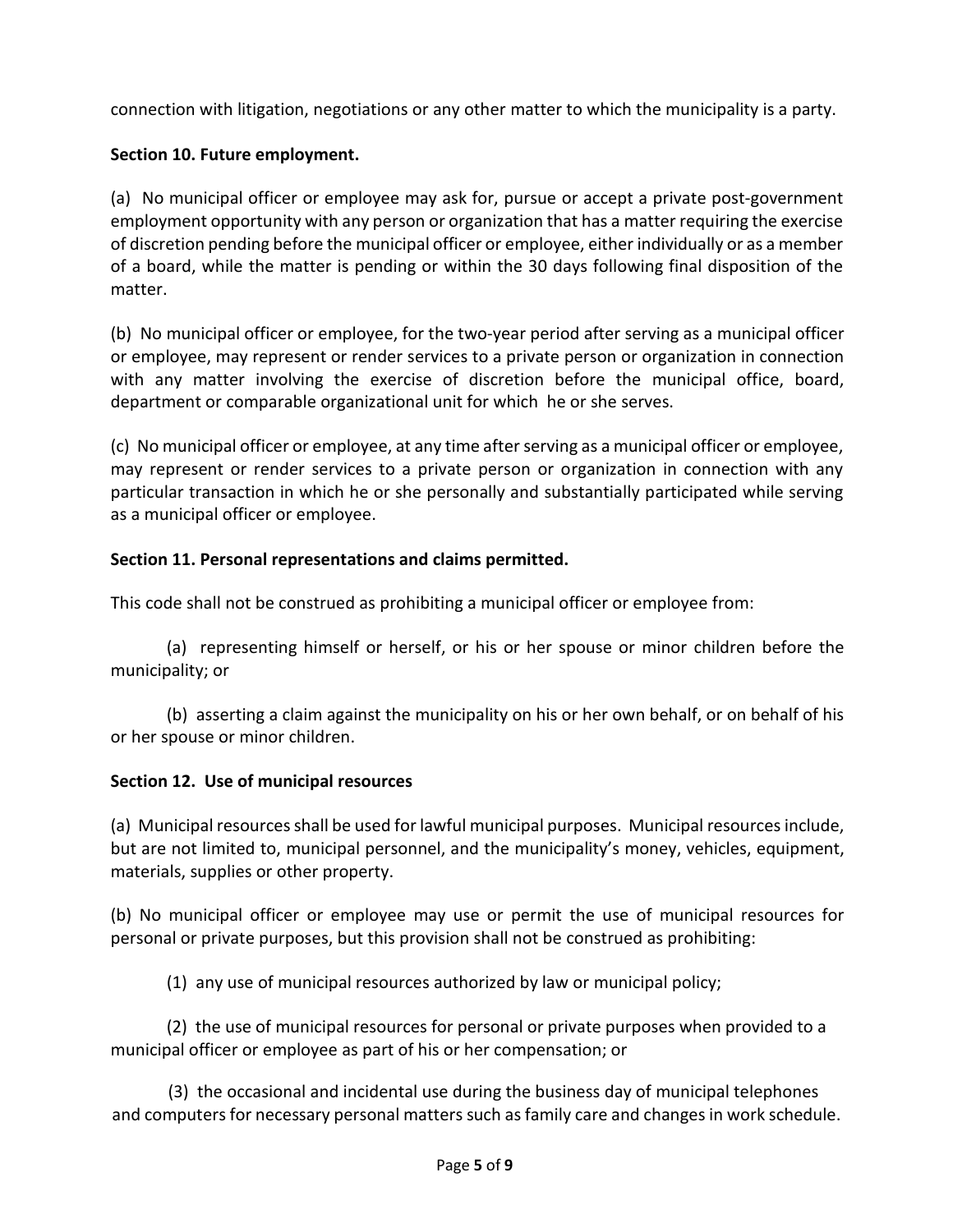connection with litigation, negotiations or any other matter to which the municipality is a party.

**Section 10. Future employment.**

(a) No municipal officer or employee may ask for, pursue or accept a private post-government employment opportunity with any person or organization that has a matter requiring the exercise of discretion pending before the municipal officer or employee, either individually or as a member of a board, while the matter is pending or within the 30 days following final disposition of the matter.

(b) No municipal officer or employee, for the two-year period after serving as a municipal officer or employee, may represent or render services to a private person or organization in connection with any matter involving the exercise of discretion before the municipal office, board, department or comparable organizational unit for which he or she serves.

(c) No municipal officer or employee, at any time after serving as a municipal officer or employee, may represent or render services to a private person or organization in connection with any particular transaction in which he or she personally and substantially participated while serving as a municipal officer or employee.

**Section 11. Personal representations and claims permitted.**

This code shall not be construed as prohibiting a municipal officer or employee from:

(a) representing himself or herself, or his or her spouse or minor children before the municipality; or

(b) asserting a claim against the municipality on his or her own behalf, or on behalf of his or her spouse or minor children.

**Section 12. Use of municipal resources**

(a) Municipal resources shall be used for lawful municipal purposes. Municipal resources include, but are not limited to, municipal personnel, and the municipality's money, vehicles, equipment, materials, supplies or other property.

(b) No municipal officer or employee may use or permit the use of municipal resources for personal or private purposes, but this provision shall not be construed as prohibiting:

(1) any use of municipal resources authorized by law or municipal policy;

(2) the use of municipal resources for personal or private purposes when provided to a municipal officer or employee as part of his or her compensation; or

(3) the occasional and incidental use during the business day of municipal telephones and computers for necessary personal matters such as family care and changes in work schedule.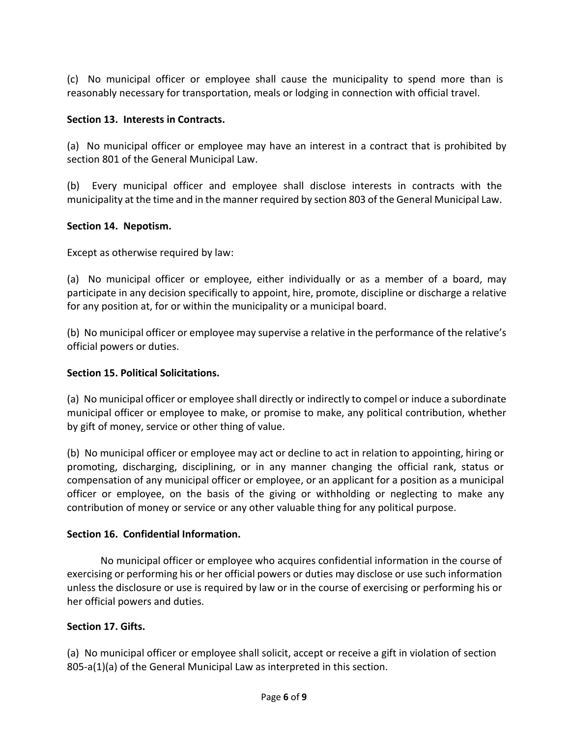(c) No municipal officer or employee shall cause the municipality to spend more than is reasonably necessary for transportation, meals or lodging in connection with official travel.

**Section 13. Interests in Contracts.**

(a) No municipal officer or employee may have an interest in a contract that is prohibited by section 801 of the General Municipal Law.

(b) Every municipal officer and employee shall disclose interests in contracts with the municipality at the time and in the manner required by section 803 of the General Municipal Law.

**Section 14. Nepotism.**

Except as otherwise required by law:

(a) No municipal officer or employee, either individually or as a member of a board, may participate in any decision specifically to appoint, hire, promote, discipline or discharge a relative for any position at, for or within the municipality or a municipal board.

(b) No municipal officer or employee may supervise a relative in the performance of the relative's official powers or duties.

**Section 15. Political Solicitations.**

(a) No municipal officer or employee shall directly or indirectly to compel or induce a subordinate municipal officer or employee to make, or promise to make, any political contribution, whether by gift of money, service or other thing of value.

(b) No municipal officer or employee may act or decline to act in relation to appointing, hiring or promoting, discharging, disciplining, or in any manner changing the official rank, status or compensation of any municipal officer or employee, or an applicant for a position as a municipal officer or employee, on the basis of the giving or withholding or neglecting to make any contribution of money or service or any other valuable thing for any political purpose.

**Section 16. Confidential Information.**

No municipal officer or employee who acquires confidential information in the course of exercising or performing his or her official powers or duties may disclose or use such information unless the disclosure or use is required by law or in the course of exercising or performing his or her official powers and duties.

**Section 17. Gifts.**

(a) No municipal officer or employee shall solicit, accept or receive a gift in violation of section 805-a(1)(a) of the General Municipal Law as interpreted in this section.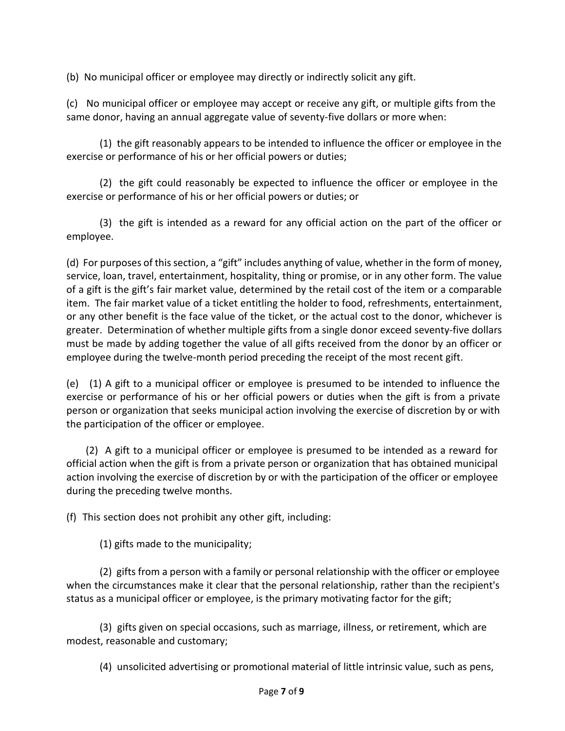(b) No municipal officer or employee may directly or indirectly solicit any gift.

(c) No municipal officer or employee may accept or receive any gift, or multiple gifts from the same donor, having an annual aggregate value of seventy-five dollars or more when:

(1) the gift reasonably appears to be intended to influence the officer or employee in the exercise or performance of his or her official powers or duties;

(2) the gift could reasonably be expected to influence the officer or employee in the exercise or performance of his or her official powers or duties; or

(3) the gift is intended as a reward for any official action on the part of the officer or employee.

(d) For purposes of this section, a "gift" includes anything of value, whether in the form of money, service, loan, travel, entertainment, hospitality, thing or promise, or in any other form. The value of a gift is the gift's fair market value, determined by the retail cost of the item or a comparable item. The fair market value of a ticket entitling the holder to food, refreshments, entertainment, or any other benefit is the face value of the ticket, or the actual cost to the donor, whichever is greater. Determination of whether multiple gifts from a single donor exceed seventy-five dollars must be made by adding together the value of all gifts received from the donor by an officer or employee during the twelve-month period preceding the receipt of the most recent gift.

(e) (1) A gift to a municipal officer or employee is presumed to be intended to influence the exercise or performance of his or her official powers or duties when the gift is from a private person or organization that seeks municipal action involving the exercise of discretion by or with the participation of the officer or employee.

(2) A gift to a municipal officer or employee is presumed to be intended as a reward for official action when the gift is from a private person or organization that has obtained municipal action involving the exercise of discretion by or with the participation of the officer or employee during the preceding twelve months.

(f) This section does not prohibit any other gift, including:

(1) gifts made to the municipality;

(2) gifts from a person with a family or personal relationship with the officer or employee when the circumstances make it clear that the personal relationship, rather than the recipient's status as a municipal officer or employee, is the primary motivating factor for the gift;

(3) gifts given on special occasions, such as marriage, illness, or retirement, which are modest, reasonable and customary;

(4) unsolicited advertising or promotional material of little intrinsic value, such as pens,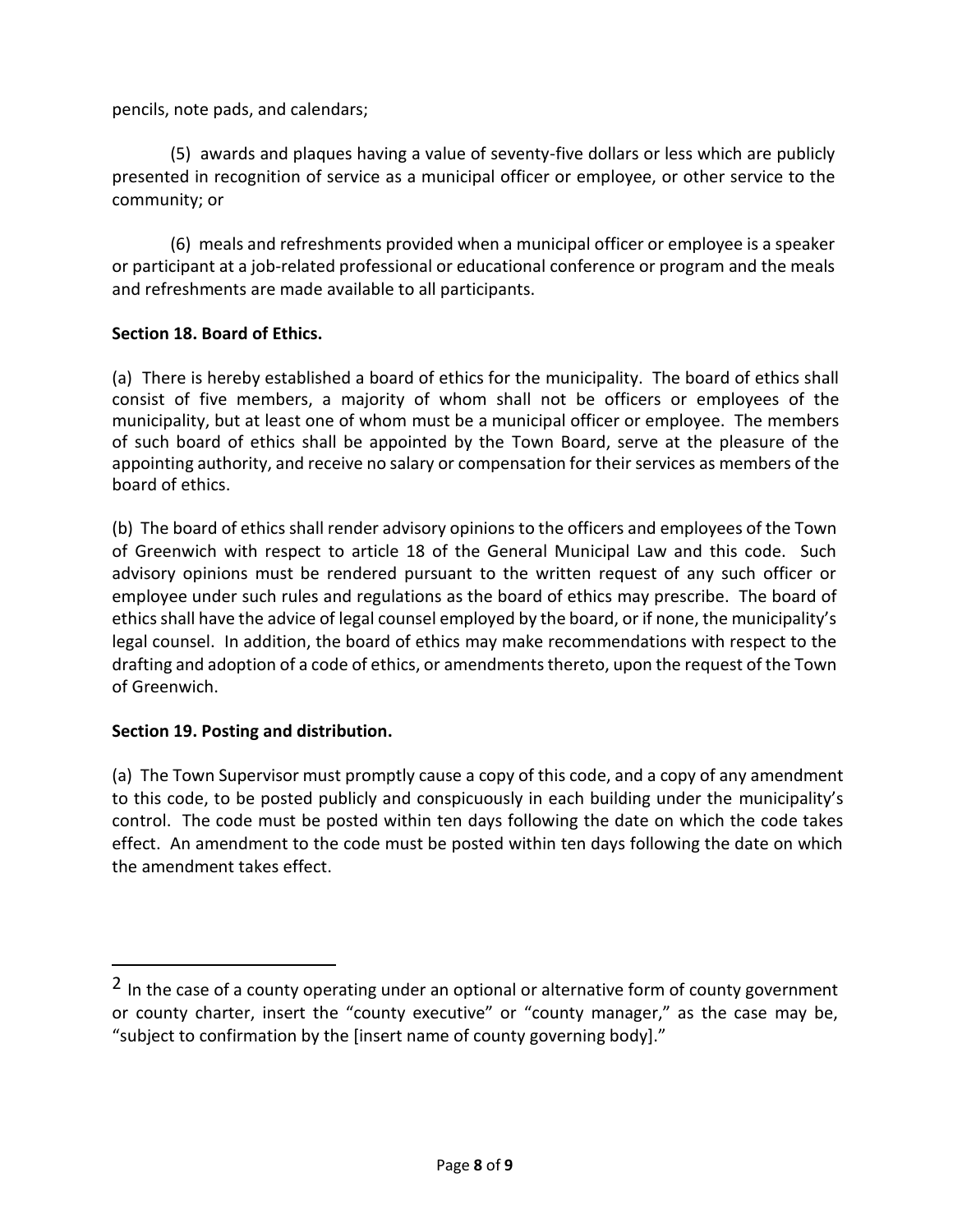pencils, note pads, and calendars;

(5) awards and plaques having a value of seventy-five dollars or less which are publicly presented in recognition of service as a municipal officer or employee, or other service to the community; or

(6) meals and refreshments provided when a municipal officer or employee is a speaker or participant at a job-related professional or educational conference or program and the meals and refreshments are made available to all participants.

**Section 18. Board of Ethics.**

(a) There is hereby established a board of ethics for the municipality. The board of ethics shall consist of five members, a majority of whom shall not be officers or employees of the municipality, but at least one of whom must be a municipal officer or employee. The members of such board of ethics shall be appointed by the Town Board, serve at the pleasure of the appointing authority, and receive no salary or compensation for their services as members of the board of ethics.

(b) The board of ethics shall render advisory opinions to the officers and employees of the Town of Greenwich with respect to article 18 of the General Municipal Law and this code. Such advisory opinions must be rendered pursuant to the written request of any such officer or employee under such rules and regulations as the board of ethics may prescribe. The board of ethics shall have the advice of legal counsel employed by the board, or if none, the municipality's legal counsel. In addition, the board of ethics may make recommendations with respect to the drafting and adoption of a code of ethics, or amendments thereto, upon the request of the Town of Greenwich.

**Section 19. Posting and distribution.**

(a) The Town Supervisor must promptly cause a copy of this code, and a copy of any amendment to this code, to be posted publicly and conspicuously in each building under the municipality's control. The code must be posted within ten days following the date on which the code takes effect. An amendment to the code must be posted within ten days following the date on which the amendment takes effect.

---

[2] In the case of a county operating under an optional or alternative form of county government or county charter, insert the "county executive" or "county manager," as the case may be, "subject to confirmation by the [insert name of county governing body]."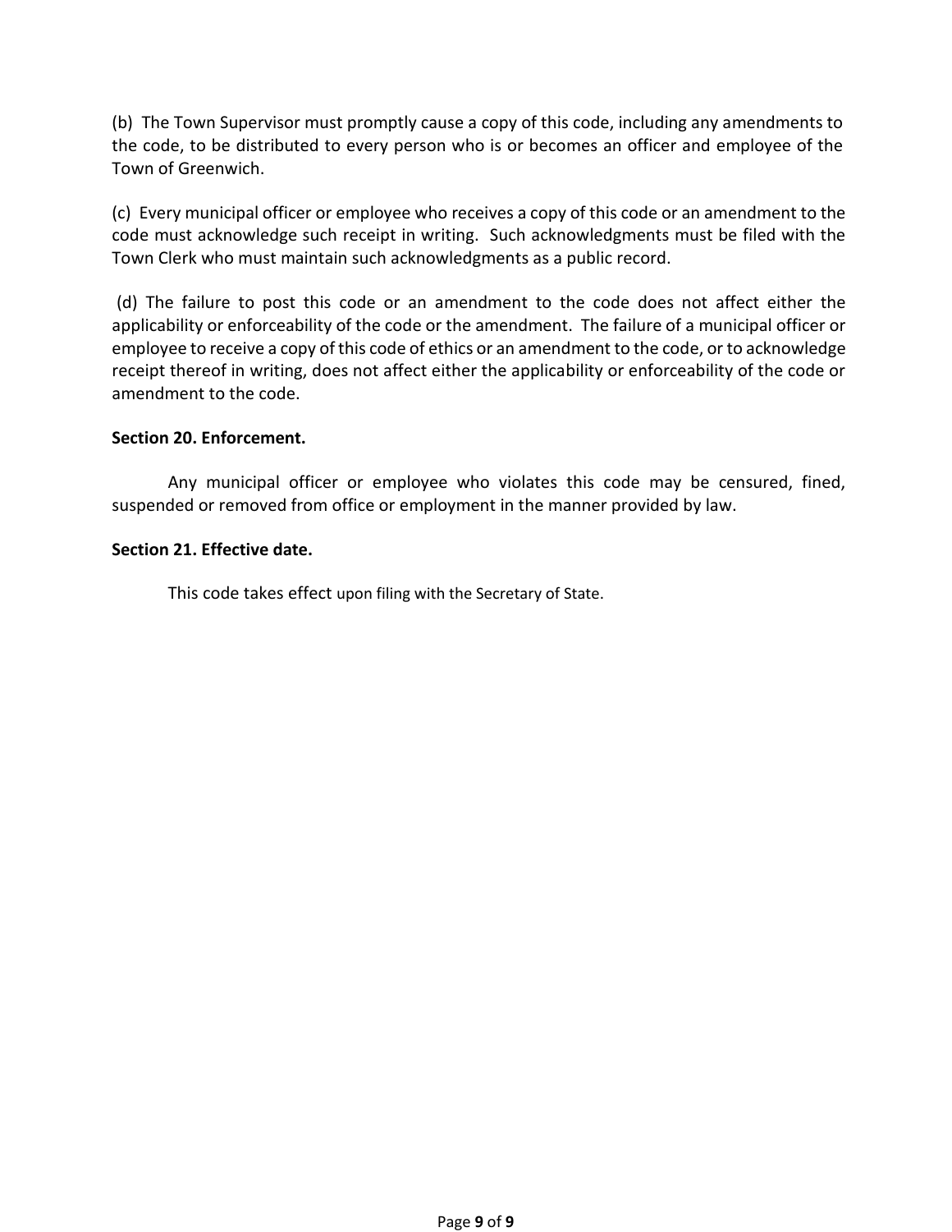(b) The Town Supervisor must promptly cause a copy of this code, including any amendments to the code, to be distributed to every person who is or becomes an officer and employee of the Town of Greenwich.

(c) Every municipal officer or employee who receives a copy of this code or an amendment to the code must acknowledge such receipt in writing. Such acknowledgments must be filed with the Town Clerk who must maintain such acknowledgments as a public record.

(d) The failure to post this code or an amendment to the code does not affect either the applicability or enforceability of the code or the amendment. The failure of a municipal officer or employee to receive a copy of this code of ethics or an amendment to the code, or to acknowledge receipt thereof in writing, does not affect either the applicability or enforceability of the code or amendment to the code.

**Section 20. Enforcement.**

Any municipal officer or employee who violates this code may be censured, fined, suspended or removed from office or employment in the manner provided by law.

**Section 21. Effective date.**

This code takes effect upon filing with the Secretary of State.